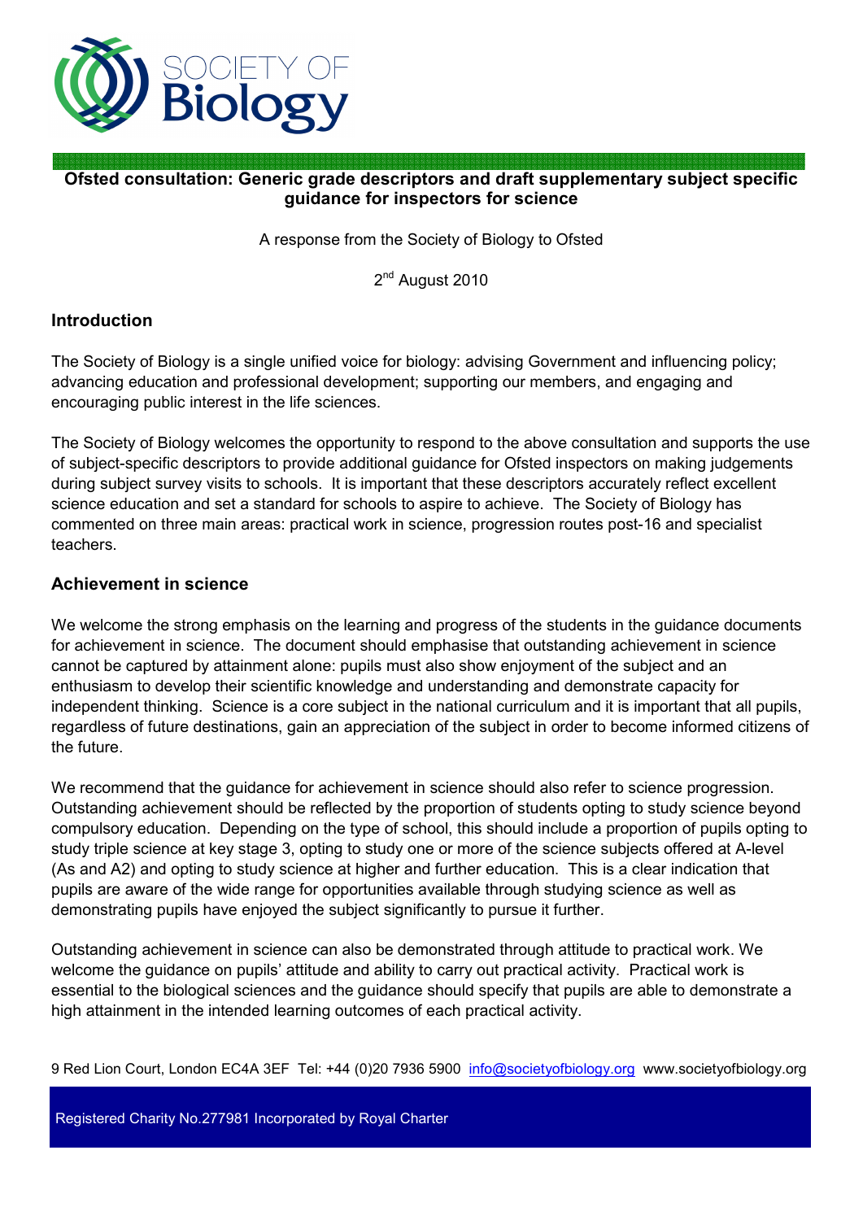## Ofsted consultation: Generic grade descriptors and draft supplementary subject specific guidance for inspectors for science

A response from the Society of Biology to Ofsted

2nd August 2010

## Introduction

The Society of Biology is a single unified voice for biology: advising Government and influencing policy; advancing education and professional development; supporting our members, and engaging and encouraging public interest in the life sciences.

The Society of Biology welcomes the opportunity to respond to the above consultation and supports the use of subject-specific descriptors to provide additional guidance for Ofsted inspectors on making judgements during subject survey visits to schools. It is important that these descriptors accurately reflect excellent science education and set a standard for schools to aspire to achieve. The Society of Biology has commented on three main areas: practical work in science, progression routes post-16 and specialist teachers.

## Achievement in science

We welcome the strong emphasis on the learning and progress of the students in the guidance documents for achievement in science. The document should emphasise that outstanding achievement in science cannot be captured by attainment alone: pupils must also show enjoyment of the subject and an enthusiasm to develop their scientific knowledge and understanding and demonstrate capacity for independent thinking. Science is a core subject in the national curriculum and it is important that all pupils, regardless of future destinations, gain an appreciation of the subject in order to become informed citizens of the future.

We recommend that the guidance for achievement in science should also refer to science progression. Outstanding achievement should be reflected by the proportion of students opting to study science beyond compulsory education. Depending on the type of school, this should include a proportion of pupils opting to study triple science at key stage 3, opting to study one or more of the science subjects offered at A-level (As and A2) and opting to study science at higher and further education. This is a clear indication that pupils are aware of the wide range for opportunities available through studying science as well as demonstrating pupils have enjoyed the subject significantly to pursue it further.

Outstanding achievement in science can also be demonstrated through attitude to practical work. We welcome the guidance on pupils' attitude and ability to carry out practical activity. Practical work is essential to the biological sciences and the guidance should specify that pupils are able to demonstrate a high attainment in the intended learning outcomes of each practical activity.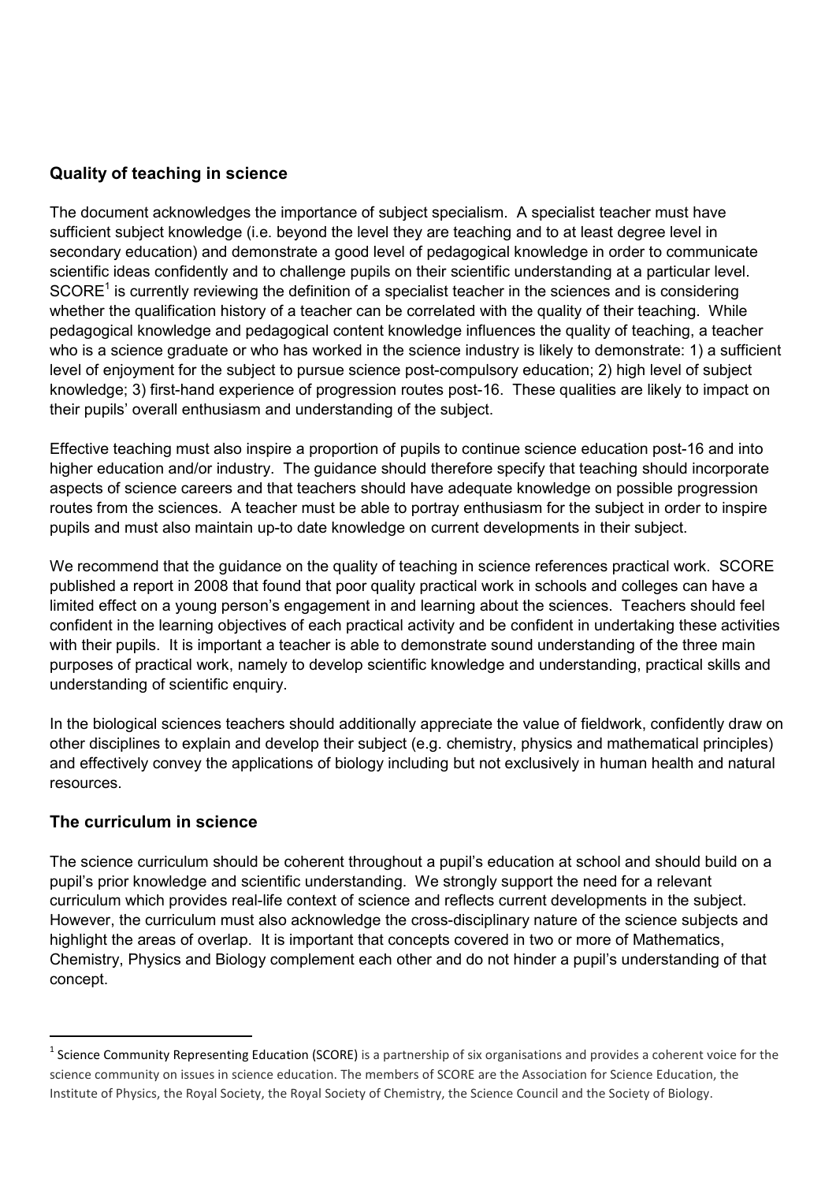## Quality of teaching in science

The document acknowledges the importance of subject specialism. A specialist teacher must have sufficient subject knowledge (i.e. beyond the level they are teaching and to at least degree level in secondary education) and demonstrate a good level of pedagogical knowledge in order to communicate scientific ideas confidently and to challenge pupils on their scientific understanding at a particular level. SCORE[1] is currently reviewing the definition of a specialist teacher in the sciences and is considering whether the qualification history of a teacher can be correlated with the quality of their teaching. While pedagogical knowledge and pedagogical content knowledge influences the quality of teaching, a teacher who is a science graduate or who has worked in the science industry is likely to demonstrate: 1) a sufficient level of enjoyment for the subject to pursue science post-compulsory education; 2) high level of subject knowledge; 3) first-hand experience of progression routes post-16. These qualities are likely to impact on their pupils' overall enthusiasm and understanding of the subject.

Effective teaching must also inspire a proportion of pupils to continue science education post-16 and into higher education and/or industry. The guidance should therefore specify that teaching should incorporate aspects of science careers and that teachers should have adequate knowledge on possible progression routes from the sciences. A teacher must be able to portray enthusiasm for the subject in order to inspire pupils and must also maintain up-to date knowledge on current developments in their subject.

We recommend that the guidance on the quality of teaching in science references practical work. SCORE published a report in 2008 that found that poor quality practical work in schools and colleges can have a limited effect on a young person's engagement in and learning about the sciences. Teachers should feel confident in the learning objectives of each practical activity and be confident in undertaking these activities with their pupils. It is important a teacher is able to demonstrate sound understanding of the three main purposes of practical work, namely to develop scientific knowledge and understanding, practical skills and understanding of scientific enquiry.

In the biological sciences teachers should additionally appreciate the value of fieldwork, confidently draw on other disciplines to explain and develop their subject (e.g. chemistry, physics and mathematical principles) and effectively convey the applications of biology including but not exclusively in human health and natural resources.

## The curriculum in science

The science curriculum should be coherent throughout a pupil's education at school and should build on a pupil's prior knowledge and scientific understanding. We strongly support the need for a relevant curriculum which provides real-life context of science and reflects current developments in the subject. However, the curriculum must also acknowledge the cross-disciplinary nature of the science subjects and highlight the areas of overlap. It is important that concepts covered in two or more of Mathematics, Chemistry, Physics and Biology complement each other and do not hinder a pupil's understanding of that concept.

---

[1] Science Community Representing Education (SCORE) is a partnership of six organisations and provides a coherent voice for the science community on issues in science education. The members of SCORE are the Association for Science Education, the Institute of Physics, the Royal Society, the Royal Society of Chemistry, the Science Council and the Society of Biology.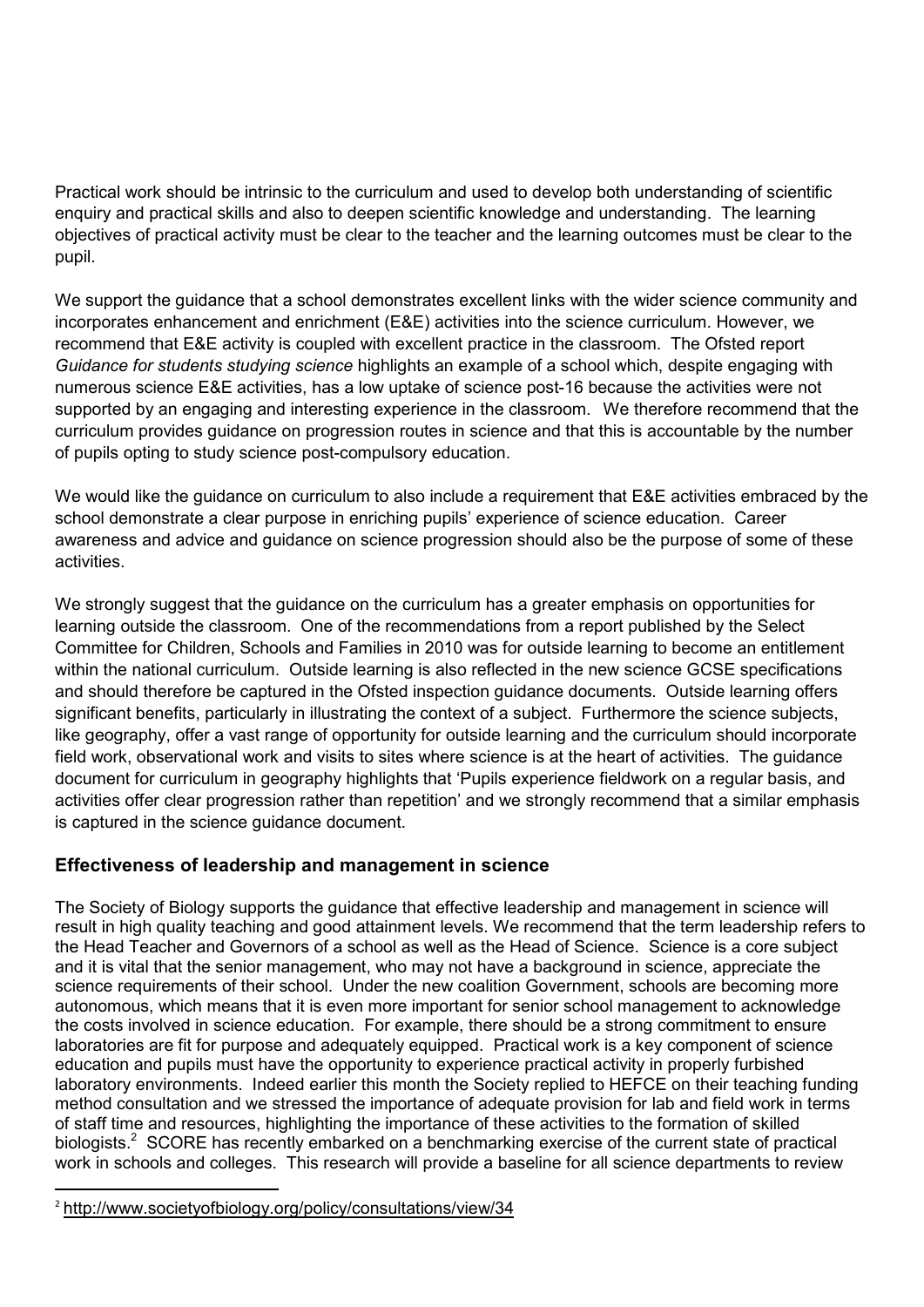Practical work should be intrinsic to the curriculum and used to develop both understanding of scientific enquiry and practical skills and also to deepen scientific knowledge and understanding. The learning objectives of practical activity must be clear to the teacher and the learning outcomes must be clear to the pupil.

We support the guidance that a school demonstrates excellent links with the wider science community and incorporates enhancement and enrichment (E&E) activities into the science curriculum. However, we recommend that E&E activity is coupled with excellent practice in the classroom. The Ofsted report *Guidance for students studying science* highlights an example of a school which, despite engaging with numerous science E&E activities, has a low uptake of science post-16 because the activities were not supported by an engaging and interesting experience in the classroom. We therefore recommend that the curriculum provides guidance on progression routes in science and that this is accountable by the number of pupils opting to study science post-compulsory education.

We would like the guidance on curriculum to also include a requirement that E&E activities embraced by the school demonstrate a clear purpose in enriching pupils' experience of science education. Career awareness and advice and guidance on science progression should also be the purpose of some of these activities.

We strongly suggest that the guidance on the curriculum has a greater emphasis on opportunities for learning outside the classroom. One of the recommendations from a report published by the Select Committee for Children, Schools and Families in 2010 was for outside learning to become an entitlement within the national curriculum. Outside learning is also reflected in the new science GCSE specifications and should therefore be captured in the Ofsted inspection guidance documents. Outside learning offers significant benefits, particularly in illustrating the context of a subject. Furthermore the science subjects, like geography, offer a vast range of opportunity for outside learning and the curriculum should incorporate field work, observational work and visits to sites where science is at the heart of activities. The guidance document for curriculum in geography highlights that 'Pupils experience fieldwork on a regular basis, and activities offer clear progression rather than repetition' and we strongly recommend that a similar emphasis is captured in the science guidance document.

## Effectiveness of leadership and management in science

The Society of Biology supports the guidance that effective leadership and management in science will result in high quality teaching and good attainment levels. We recommend that the term leadership refers to the Head Teacher and Governors of a school as well as the Head of Science. Science is a core subject and it is vital that the senior management, who may not have a background in science, appreciate the science requirements of their school. Under the new coalition Government, schools are becoming more autonomous, which means that it is even more important for senior school management to acknowledge the costs involved in science education. For example, there should be a strong commitment to ensure laboratories are fit for purpose and adequately equipped. Practical work is a key component of science education and pupils must have the opportunity to experience practical activity in properly furbished laboratory environments. Indeed earlier this month the Society replied to HEFCE on their teaching funding method consultation and we stressed the importance of adequate provision for lab and field work in terms of staff time and resources, highlighting the importance of these activities to the formation of skilled biologists.[2] SCORE has recently embarked on a benchmarking exercise of the current state of practical work in schools and colleges. This research will provide a baseline for all science departments to review

---

[2] http://www.societyofbiology.org/policy/consultations/view/34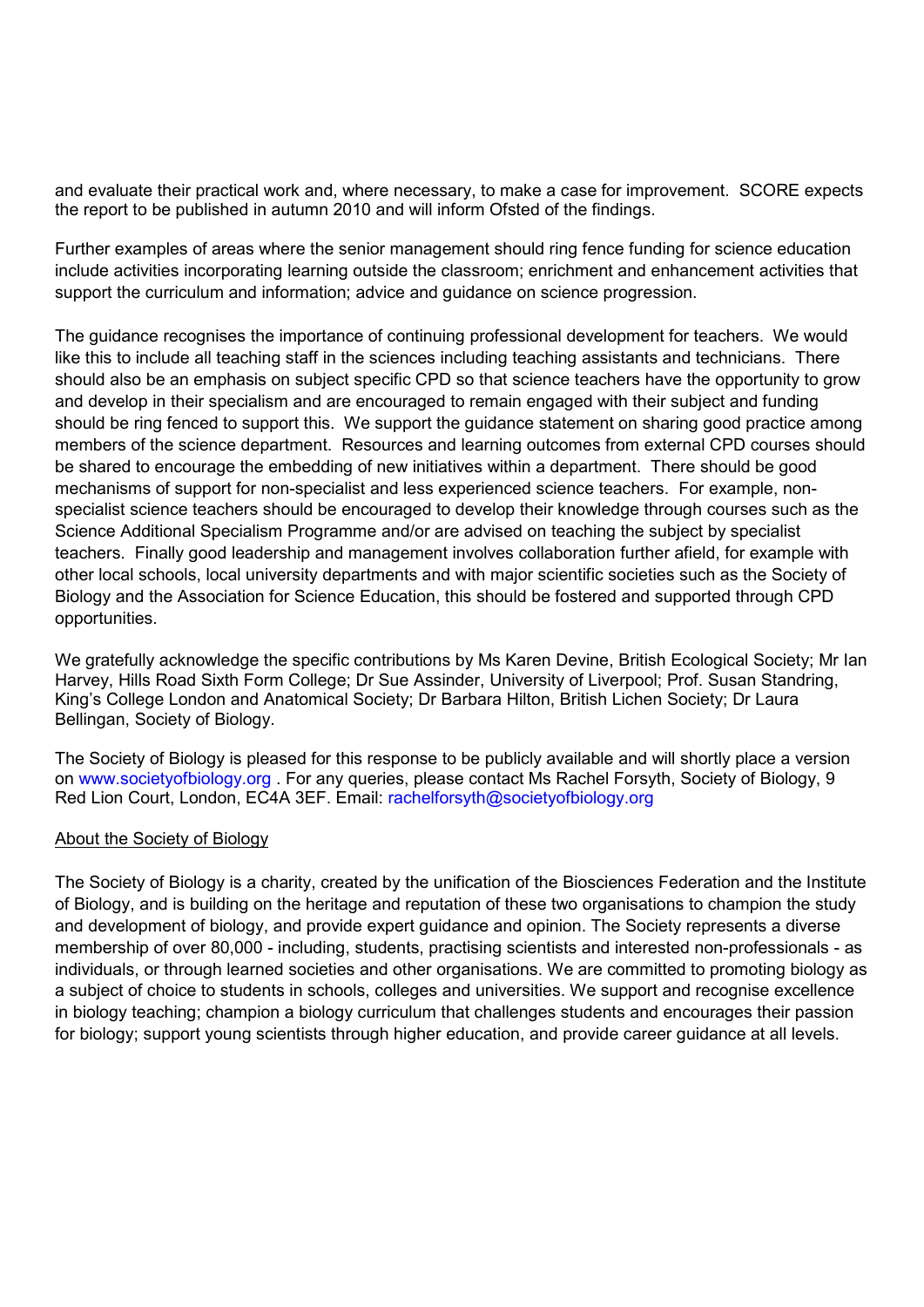and evaluate their practical work and, where necessary, to make a case for improvement. SCORE expects the report to be published in autumn 2010 and will inform Ofsted of the findings.

Further examples of areas where the senior management should ring fence funding for science education include activities incorporating learning outside the classroom; enrichment and enhancement activities that support the curriculum and information; advice and guidance on science progression.

The guidance recognises the importance of continuing professional development for teachers. We would like this to include all teaching staff in the sciences including teaching assistants and technicians. There should also be an emphasis on subject specific CPD so that science teachers have the opportunity to grow and develop in their specialism and are encouraged to remain engaged with their subject and funding should be ring fenced to support this. We support the guidance statement on sharing good practice among members of the science department. Resources and learning outcomes from external CPD courses should be shared to encourage the embedding of new initiatives within a department. There should be good mechanisms of support for non-specialist and less experienced science teachers. For example, non-specialist science teachers should be encouraged to develop their knowledge through courses such as the Science Additional Specialism Programme and/or are advised on teaching the subject by specialist teachers. Finally good leadership and management involves collaboration further afield, for example with other local schools, local university departments and with major scientific societies such as the Society of Biology and the Association for Science Education, this should be fostered and supported through CPD opportunities.

We gratefully acknowledge the specific contributions by Ms Karen Devine, British Ecological Society; Mr Ian Harvey, Hills Road Sixth Form College; Dr Sue Assinder, University of Liverpool; Prof. Susan Standring, King's College London and Anatomical Society; Dr Barbara Hilton, British Lichen Society; Dr Laura Bellingan, Society of Biology.

The Society of Biology is pleased for this response to be publicly available and will shortly place a version on www.societyofbiology.org . For any queries, please contact Ms Rachel Forsyth, Society of Biology, 9 Red Lion Court, London, EC4A 3EF. Email: rachelforsyth@societyofbiology.org

## About the Society of Biology

The Society of Biology is a charity, created by the unification of the Biosciences Federation and the Institute of Biology, and is building on the heritage and reputation of these two organisations to champion the study and development of biology, and provide expert guidance and opinion. The Society represents a diverse membership of over 80,000 - including, students, practising scientists and interested non-professionals - as individuals, or through learned societies and other organisations. We are committed to promoting biology as a subject of choice to students in schools, colleges and universities. We support and recognise excellence in biology teaching; champion a biology curriculum that challenges students and encourages their passion for biology; support young scientists through higher education, and provide career guidance at all levels.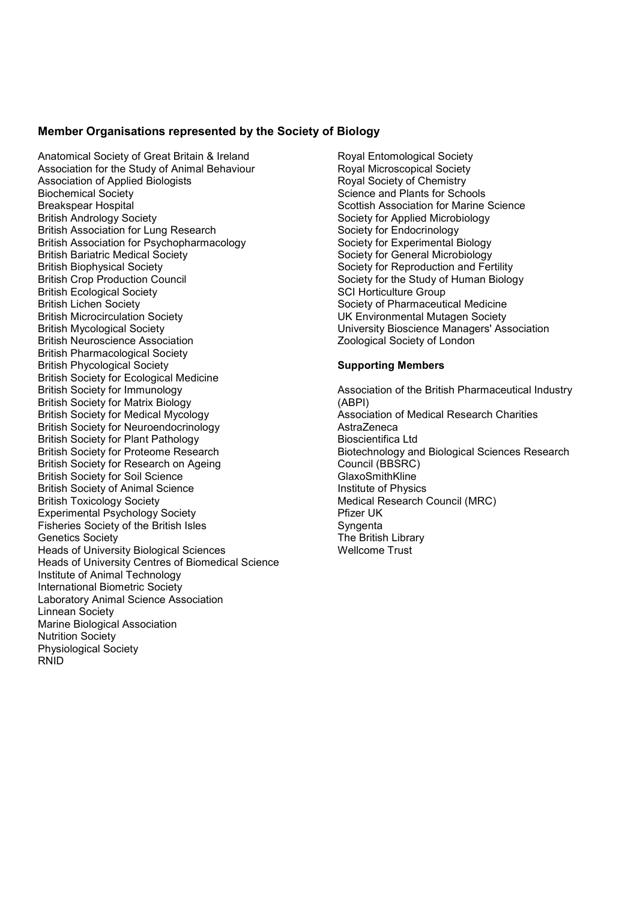## Member Organisations represented by the Society of Biology

Anatomical Society of Great Britain & Ireland
Association for the Study of Animal Behaviour
Association of Applied Biologists
Biochemical Society
Breakspear Hospital
British Andrology Society
British Association for Lung Research
British Association for Psychopharmacology
British Bariatric Medical Society
British Biophysical Society
British Crop Production Council
British Ecological Society
British Lichen Society
British Microcirculation Society
British Mycological Society
British Neuroscience Association
British Pharmacological Society
British Phycological Society
British Society for Ecological Medicine
British Society for Immunology
British Society for Matrix Biology
British Society for Medical Mycology
British Society for Neuroendocrinology
British Society for Plant Pathology
British Society for Proteome Research
British Society for Research on Ageing
British Society for Soil Science
British Society of Animal Science
British Toxicology Society
Experimental Psychology Society
Fisheries Society of the British Isles
Genetics Society
Heads of University Biological Sciences
Heads of University Centres of Biomedical Science
Institute of Animal Technology
International Biometric Society
Laboratory Animal Science Association
Linnean Society
Marine Biological Association
Nutrition Society
Physiological Society
RNID
Royal Entomological Society
Royal Microscopical Society
Royal Society of Chemistry
Science and Plants for Schools
Scottish Association for Marine Science
Society for Applied Microbiology
Society for Endocrinology
Society for Experimental Biology
Society for General Microbiology
Society for Reproduction and Fertility
Society for the Study of Human Biology
SCI Horticulture Group
Society of Pharmaceutical Medicine
UK Environmental Mutagen Society
University Bioscience Managers' Association
Zoological Society of London

## Supporting Members

Association of the British Pharmaceutical Industry (ABPI)
Association of Medical Research Charities
AstraZeneca
Bioscientifica Ltd
Biotechnology and Biological Sciences Research Council (BBSRC)
GlaxoSmithKline
Institute of Physics
Medical Research Council (MRC)
Pfizer UK
Syngenta
The British Library
Wellcome Trust